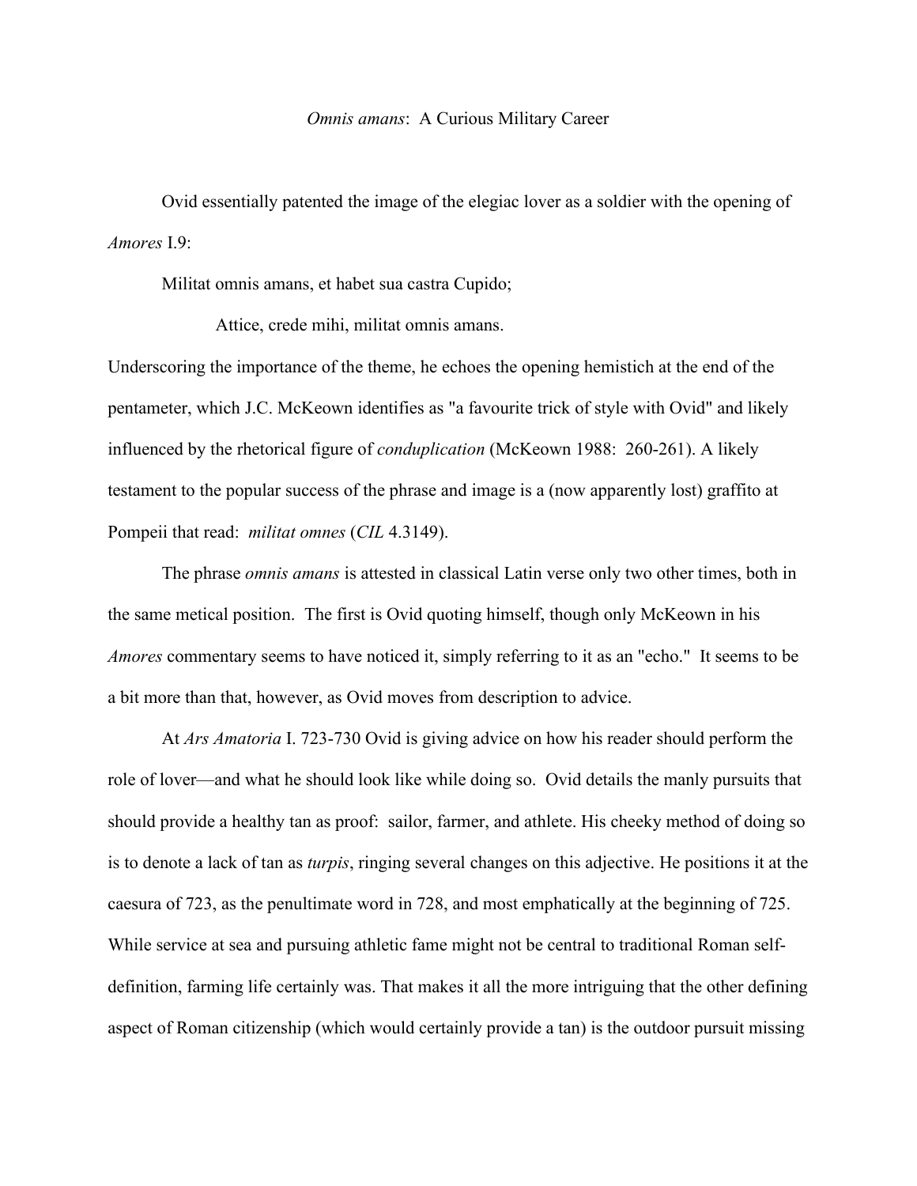# *Omnis amans*: A Curious Military Career

Ovid essentially patented the image of the elegiac lover as a soldier with the opening of *Amores* I.9:

> Militat omnis amans, et habet sua castra Cupido;
>
> Attice, crede mihi, militat omnis amans.

Underscoring the importance of the theme, he echoes the opening hemistich at the end of the pentameter, which J.C. McKeown identifies as "a favourite trick of style with Ovid" and likely influenced by the rhetorical figure of *conduplication* (McKeown 1988: 260-261). A likely testament to the popular success of the phrase and image is a (now apparently lost) graffito at Pompeii that read: *militat omnes* (*CIL* 4.3149).

The phrase *omnis amans* is attested in classical Latin verse only two other times, both in the same metical position. The first is Ovid quoting himself, though only McKeown in his *Amores* commentary seems to have noticed it, simply referring to it as an "echo." It seems to be a bit more than that, however, as Ovid moves from description to advice.

At *Ars Amatoria* I. 723-730 Ovid is giving advice on how his reader should perform the role of lover—and what he should look like while doing so. Ovid details the manly pursuits that should provide a healthy tan as proof: sailor, farmer, and athlete. His cheeky method of doing so is to denote a lack of tan as *turpis*, ringing several changes on this adjective. He positions it at the caesura of 723, as the penultimate word in 728, and most emphatically at the beginning of 725. While service at sea and pursuing athletic fame might not be central to traditional Roman self-definition, farming life certainly was. That makes it all the more intriguing that the other defining aspect of Roman citizenship (which would certainly provide a tan) is the outdoor pursuit missing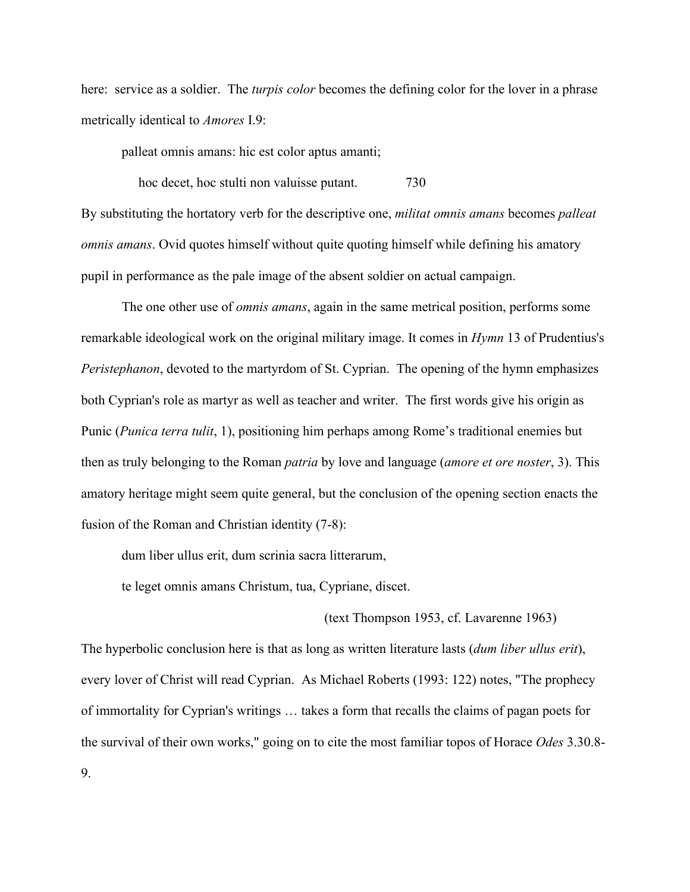here: service as a soldier. The *turpis color* becomes the defining color for the lover in a phrase metrically identical to *Amores* I.9:

> palleat omnis amans: hic est color aptus amanti;
>
> hoc decet, hoc stulti non valuisse putant. 730

By substituting the hortatory verb for the descriptive one, *militat omnis amans* becomes *palleat omnis amans*. Ovid quotes himself without quite quoting himself while defining his amatory pupil in performance as the pale image of the absent soldier on actual campaign.

The one other use of *omnis amans*, again in the same metrical position, performs some remarkable ideological work on the original military image. It comes in *Hymn* 13 of Prudentius's *Peristephanon*, devoted to the martyrdom of St. Cyprian. The opening of the hymn emphasizes both Cyprian's role as martyr as well as teacher and writer. The first words give his origin as Punic (*Punica terra tulit*, 1), positioning him perhaps among Rome's traditional enemies but then as truly belonging to the Roman *patria* by love and language (*amore et ore noster*, 3). This amatory heritage might seem quite general, but the conclusion of the opening section enacts the fusion of the Roman and Christian identity (7-8):

> dum liber ullus erit, dum scrinia sacra litterarum,
>
> te leget omnis amans Christum, tua, Cypriane, discet.
>
> (text Thompson 1953, cf. Lavarenne 1963)

The hyperbolic conclusion here is that as long as written literature lasts (*dum liber ullus erit*), every lover of Christ will read Cyprian. As Michael Roberts (1993: 122) notes, "The prophecy of immortality for Cyprian's writings … takes a form that recalls the claims of pagan poets for the survival of their own works," going on to cite the most familiar topos of Horace *Odes* 3.30.8-9.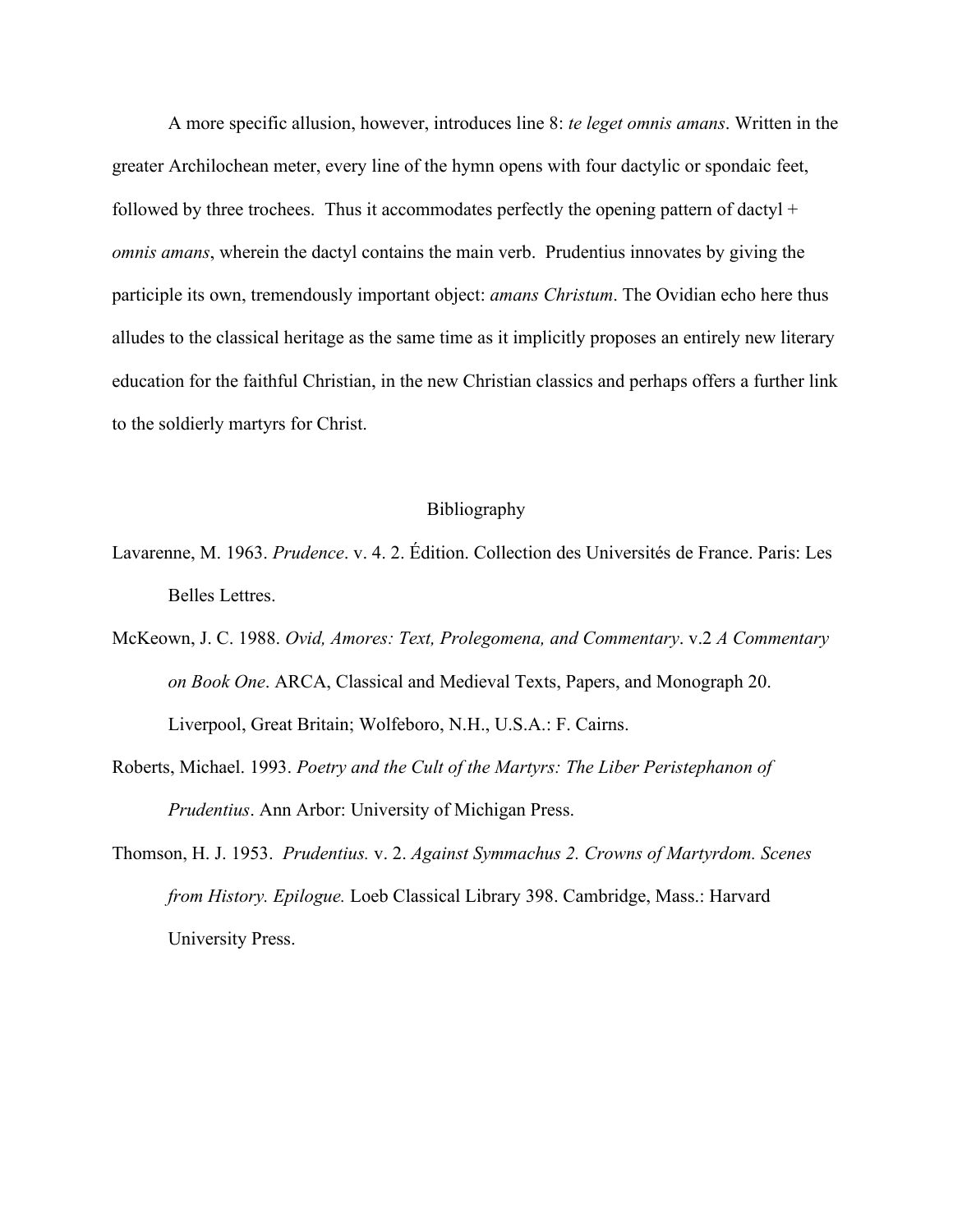A more specific allusion, however, introduces line 8: *te leget omnis amans*. Written in the greater Archilochean meter, every line of the hymn opens with four dactylic or spondaic feet, followed by three trochees. Thus it accommodates perfectly the opening pattern of dactyl + *omnis amans*, wherein the dactyl contains the main verb. Prudentius innovates by giving the participle its own, tremendously important object: *amans Christum*. The Ovidian echo here thus alludes to the classical heritage as the same time as it implicitly proposes an entirely new literary education for the faithful Christian, in the new Christian classics and perhaps offers a further link to the soldierly martyrs for Christ.

## Bibliography

Lavarenne, M. 1963. *Prudence*. v. 4. 2. Édition. Collection des Universités de France. Paris: Les Belles Lettres.

McKeown, J. C. 1988. *Ovid, Amores: Text, Prolegomena, and Commentary*. v.2 *A Commentary on Book One*. ARCA, Classical and Medieval Texts, Papers, and Monograph 20. Liverpool, Great Britain; Wolfeboro, N.H., U.S.A.: F. Cairns.

Roberts, Michael. 1993. *Poetry and the Cult of the Martyrs: The Liber Peristephanon of Prudentius*. Ann Arbor: University of Michigan Press.

Thomson, H. J. 1953. *Prudentius.* v. 2. *Against Symmachus 2. Crowns of Martyrdom. Scenes from History. Epilogue.* Loeb Classical Library 398. Cambridge, Mass.: Harvard University Press.